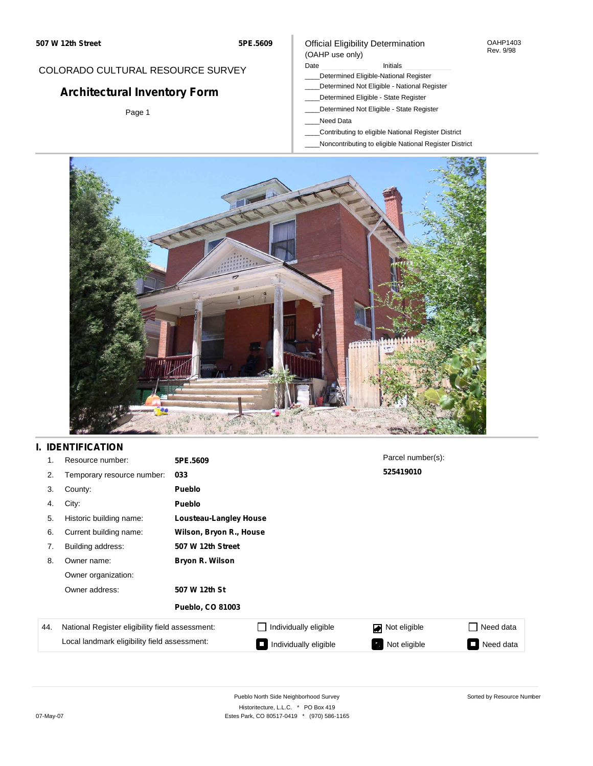507 W 12th Street | 5PE.5609

COLORADO CULTURAL RESOURCE SURVEY

# Architectural Inventory Form

Official Eligibility Determination
(OAHP use only)

OAHP1403
Rev. 9/98

Date ____________ Initials ____________

____Determined Eligible-National Register
____Determined Not Eligible - National Register
____Determined Eligible - State Register
____Determined Not Eligible - State Register
____Need Data
____Contributing to eligible National Register District
____Noncontributing to eligible National Register District

## I. IDENTIFICATION

1. Resource number: **5PE.5609**
2. Temporary resource number: **033**
3. County: **Pueblo**
4. City: **Pueblo**
5. Historic building name: **Lousteau-Langley House**
6. Current building name: **Wilson, Bryon R., House**
7. Building address: **507 W 12th Street**
8. Owner name: **Bryon R. Wilson**

   Owner organization:

   Owner address: **507 W 12th St**

   **Pueblo, CO 81003**

Parcel number(s): **525419010**

| 44. | | | | |
|---|---|---|---|---|
| National Register eligibility field assessment: | ☐ Individually eligible | ☑ Not eligible | ☐ Need data |
| Local landmark eligibility field assessment: | ■ Individually eligible | ■ Not eligible | ■ Need data |

Pueblo North Side Neighborhood Survey
Historitecture, L.L.C. * PO Box 419
Estes Park, CO 80517-0419 * (970) 586-1165

Sorted by Resource Number

07-May-07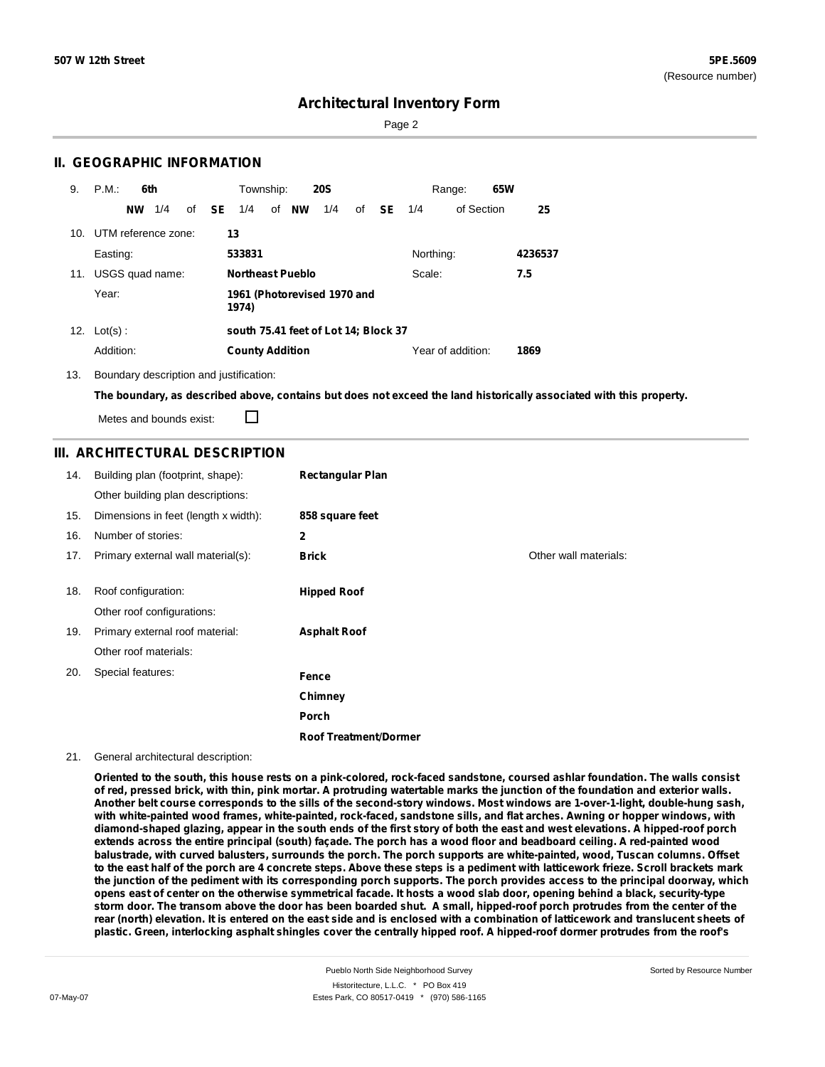**507 W 12th Street** — **5PE.5609** (Resource number)

# Architectural Inventory Form

## II. GEOGRAPHIC INFORMATION

9. P.M.: **6th** Township: **20S** Range: **65W**

**NW** 1/4 of **SE** 1/4 of **NW** 1/4 of **SE** 1/4 of Section **25**

10. UTM reference zone: **13**

Easting: **533831** Northing: **4236537**

11. USGS quad name: **Northeast Pueblo** Scale: **7.5**

Year: **1961 (Photorevised 1970 and 1974)**

12. Lot(s) : **south 75.41 feet of Lot 14; Block 37**

Addition: **County Addition** Year of addition: **1869**

13. Boundary description and justification:

**The boundary, as described above, contains but does not exceed the land historically associated with this property.**

Metes and bounds exist: ☐

## III. ARCHITECTURAL DESCRIPTION

14. Building plan (footprint, shape): **Rectangular Plan**

Other building plan descriptions:

15. Dimensions in feet (length x width): **858 square feet**

16. Number of stories: **2**

17. Primary external wall material(s): **Brick** Other wall materials:

18. Roof configuration: **Hipped Roof**

Other roof configurations:

19. Primary external roof material: **Asphalt Roof**

Other roof materials:

20. Special features:

**Fence**

**Chimney**

**Porch**

**Roof Treatment/Dormer**

21. General architectural description:

**Oriented to the south, this house rests on a pink-colored, rock-faced sandstone, coursed ashlar foundation. The walls consist of red, pressed brick, with thin, pink mortar. A protruding watertable marks the junction of the foundation and exterior walls. Another belt course corresponds to the sills of the second-story windows. Most windows are 1-over-1-light, double-hung sash, with white-painted wood frames, white-painted, rock-faced, sandstone sills, and flat arches. Awning or hopper windows, with diamond-shaped glazing, appear in the south ends of the first story of both the east and west elevations. A hipped-roof porch extends across the entire principal (south) façade. The porch has a wood floor and beadboard ceiling. A red-painted wood balustrade, with curved balusters, surrounds the porch. The porch supports are white-painted, wood, Tuscan columns. Offset to the east half of the porch are 4 concrete steps. Above these steps is a pediment with latticework frieze. Scroll brackets mark the junction of the pediment with its corresponding porch supports. The porch provides access to the principal doorway, which opens east of center on the otherwise symmetrical facade. It hosts a wood slab door, opening behind a black, security-type storm door. The transom above the door has been boarded shut. A small, hipped-roof porch protrudes from the center of the rear (north) elevation. It is entered on the east side and is enclosed with a combination of latticework and translucent sheets of plastic. Green, interlocking asphalt shingles cover the centrally hipped roof. A hipped-roof dormer protrudes from the roof's**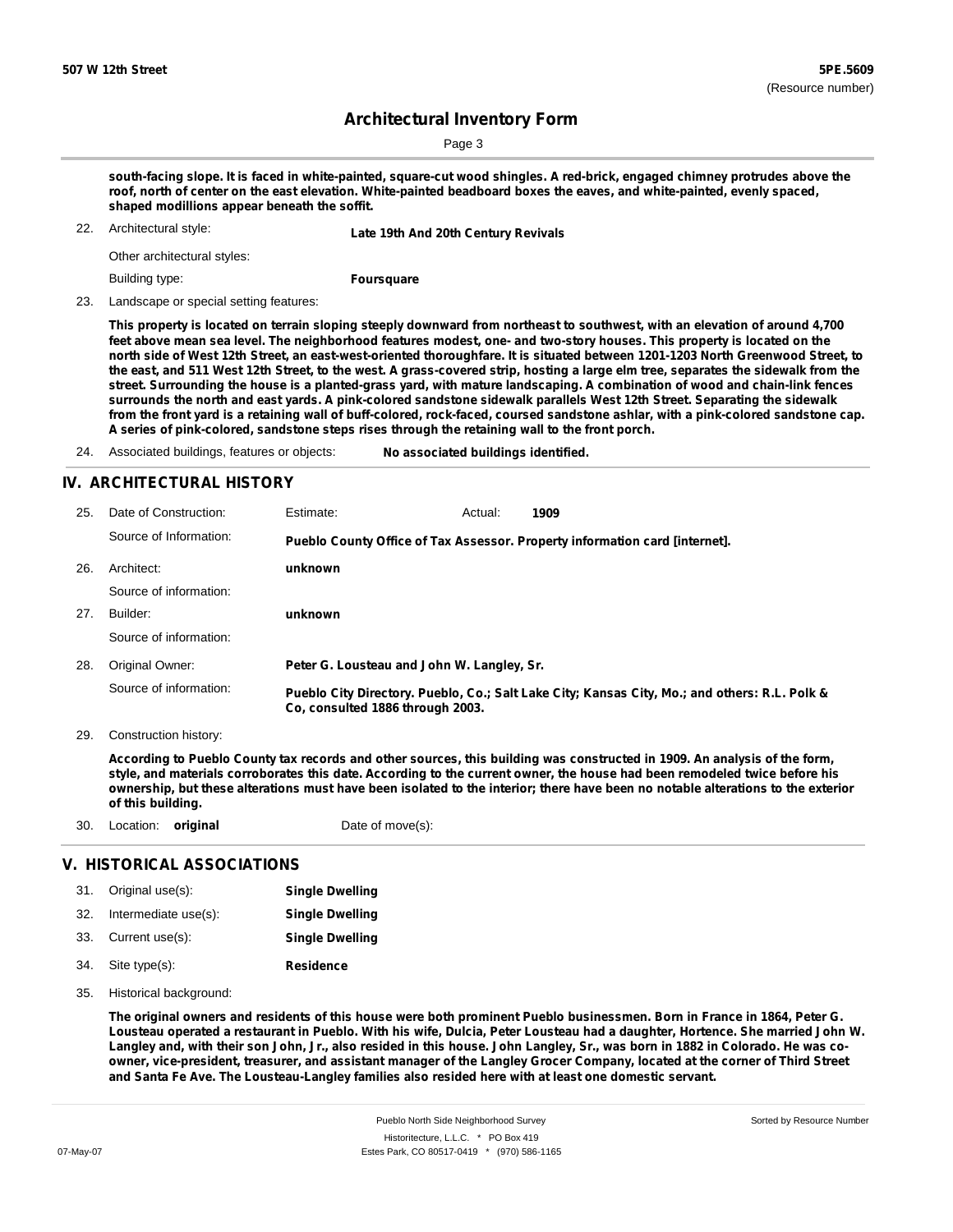south-facing slope. It is faced in white-painted, square-cut wood shingles. A red-brick, engaged chimney protrudes above the roof, north of center on the east elevation. White-painted beadboard boxes the eaves, and white-painted, evenly spaced, shaped modillions appear beneath the soffit.

22. Architectural style: **Late 19th And 20th Century Revivals**

Other architectural styles:

Building type: **Foursquare**

23. Landscape or special setting features:

**This property is located on terrain sloping steeply downward from northeast to southwest, with an elevation of around 4,700 feet above mean sea level. The neighborhood features modest, one- and two-story houses. This property is located on the north side of West 12th Street, an east-west-oriented thoroughfare. It is situated between 1201-1203 North Greenwood Street, to the east, and 511 West 12th Street, to the west. A grass-covered strip, hosting a large elm tree, separates the sidewalk from the street. Surrounding the house is a planted-grass yard, with mature landscaping. A combination of wood and chain-link fences surrounds the north and east yards. A pink-colored sandstone sidewalk parallels West 12th Street. Separating the sidewalk from the front yard is a retaining wall of buff-colored, rock-faced, coursed sandstone ashlar, with a pink-colored sandstone cap. A series of pink-colored, sandstone steps rises through the retaining wall to the front porch.**

24. Associated buildings, features or objects: **No associated buildings identified.**

## IV. ARCHITECTURAL HISTORY

25. Date of Construction: Estimate: Actual: **1909**

Source of Information: **Pueblo County Office of Tax Assessor. Property information card [internet].**

26. Architect: **unknown**

Source of information:

27. Builder: **unknown**

Source of information:

28. Original Owner: **Peter G. Lousteau and John W. Langley, Sr.**

Source of information: **Pueblo City Directory. Pueblo, Co.; Salt Lake City; Kansas City, Mo.; and others: R.L. Polk & Co, consulted 1886 through 2003.**

29. Construction history:

**According to Pueblo County tax records and other sources, this building was constructed in 1909. An analysis of the form, style, and materials corroborates this date. According to the current owner, the house had been remodeled twice before his ownership, but these alterations must have been isolated to the interior; there have been no notable alterations to the exterior of this building.**

30. Location: **original** Date of move(s):

## V. HISTORICAL ASSOCIATIONS

31. Original use(s): **Single Dwelling**
32. Intermediate use(s): **Single Dwelling**
33. Current use(s): **Single Dwelling**
34. Site type(s): **Residence**
35. Historical background:

**The original owners and residents of this house were both prominent Pueblo businessmen. Born in France in 1864, Peter G. Lousteau operated a restaurant in Pueblo. With his wife, Dulcia, Peter Lousteau had a daughter, Hortence. She married John W. Langley and, with their son John, Jr., also resided in this house. John Langley, Sr., was born in 1882 in Colorado. He was co-owner, vice-president, treasurer, and assistant manager of the Langley Grocer Company, located at the corner of Third Street and Santa Fe Ave. The Lousteau-Langley families also resided here with at least one domestic servant.**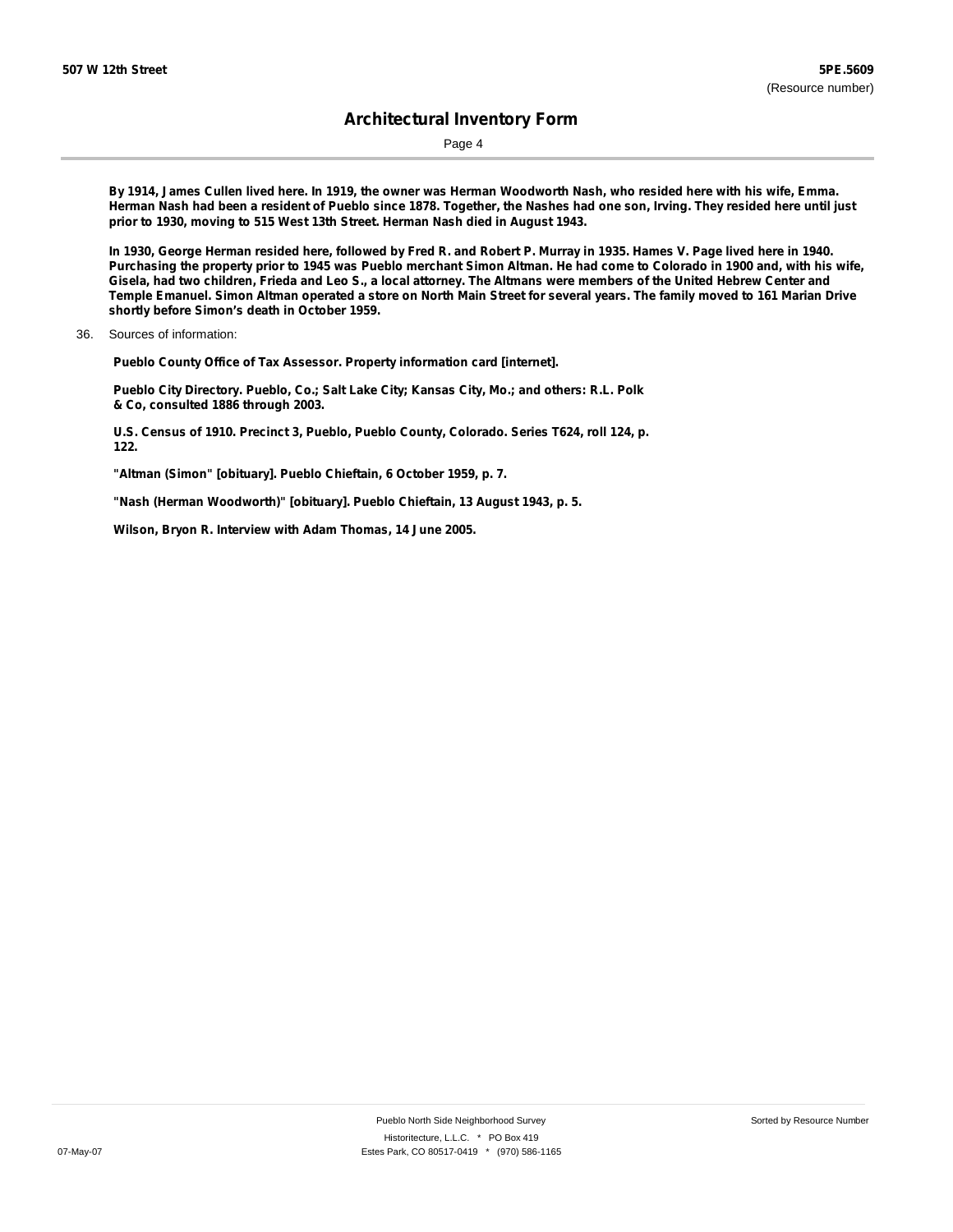**By 1914, James Cullen lived here. In 1919, the owner was Herman Woodworth Nash, who resided here with his wife, Emma. Herman Nash had been a resident of Pueblo since 1878. Together, the Nashes had one son, Irving. They resided here until just prior to 1930, moving to 515 West 13th Street. Herman Nash died in August 1943.**

**In 1930, George Herman resided here, followed by Fred R. and Robert P. Murray in 1935. Hames V. Page lived here in 1940. Purchasing the property prior to 1945 was Pueblo merchant Simon Altman. He had come to Colorado in 1900 and, with his wife, Gisela, had two children, Frieda and Leo S., a local attorney. The Altmans were members of the United Hebrew Center and Temple Emanuel. Simon Altman operated a store on North Main Street for several years. The family moved to 161 Marian Drive shortly before Simon's death in October 1959.**

36. Sources of information:

**Pueblo County Office of Tax Assessor. Property information card [internet].**

**Pueblo City Directory. Pueblo, Co.; Salt Lake City; Kansas City, Mo.; and others: R.L. Polk & Co, consulted 1886 through 2003.**

**U.S. Census of 1910. Precinct 3, Pueblo, Pueblo County, Colorado. Series T624, roll 124, p. 122.**

**"Altman (Simon" [obituary]. Pueblo Chieftain, 6 October 1959, p. 7.**

**"Nash (Herman Woodworth)" [obituary]. Pueblo Chieftain, 13 August 1943, p. 5.**

**Wilson, Bryon R. Interview with Adam Thomas, 14 June 2005.**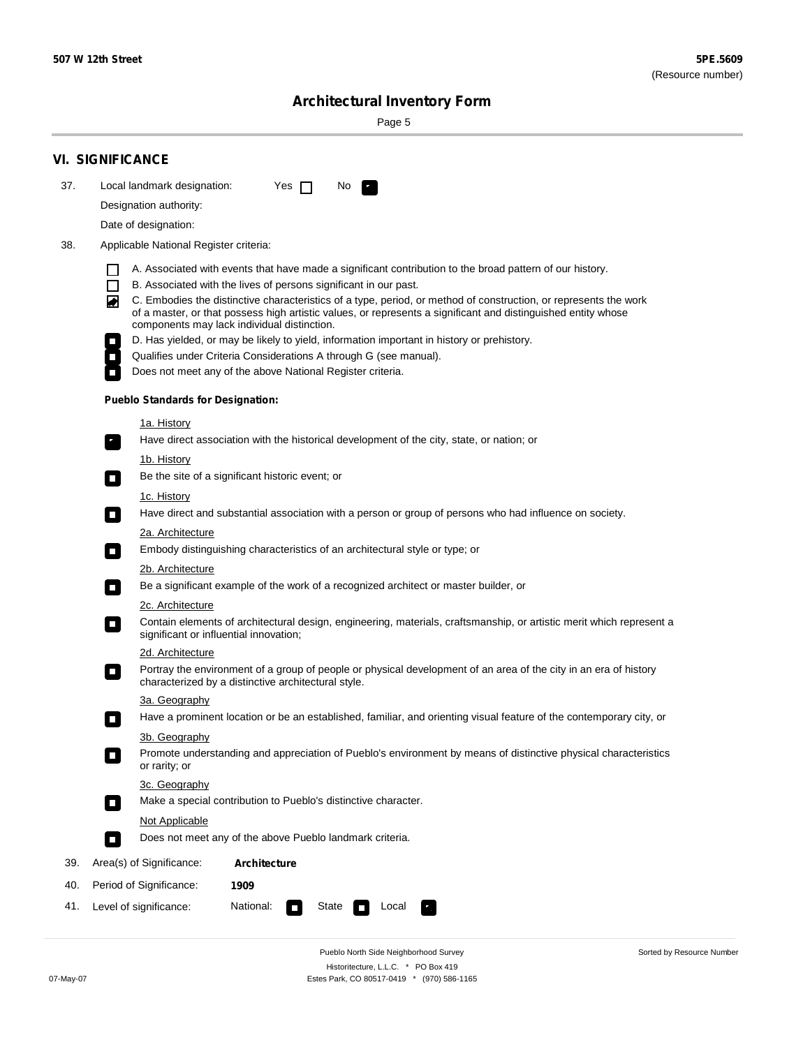# Architectural Inventory Form

## VI. SIGNIFICANCE

37. Local landmark designation: Yes ☐ No ☑

    Designation authority:

    Date of designation:

38. Applicable National Register criteria:

    - ☐ A. Associated with events that have made a significant contribution to the broad pattern of our history.
    - ☐ B. Associated with the lives of persons significant in our past.
    - ☑ C. Embodies the distinctive characteristics of a type, period, or method of construction, or represents the work of a master, or that possess high artistic values, or represents a significant and distinguished entity whose components may lack individual distinction.
    - ☐ D. Has yielded, or may be likely to yield, information important in history or prehistory.
    - ☐ Qualifies under Criteria Considerations A through G (see manual).
    - ☐ Does not meet any of the above National Register criteria.

    **Pueblo Standards for Designation:**

    1a. History
    - ☑ Have direct association with the historical development of the city, state, or nation; or

    1b. History
    - ☐ Be the site of a significant historic event; or

    1c. History
    - ☐ Have direct and substantial association with a person or group of persons who had influence on society.

    2a. Architecture
    - ☐ Embody distinguishing characteristics of an architectural style or type; or

    2b. Architecture
    - ☐ Be a significant example of the work of a recognized architect or master builder, or

    2c. Architecture
    - ☐ Contain elements of architectural design, engineering, materials, craftsmanship, or artistic merit which represent a significant or influential innovation;

    2d. Architecture
    - ☐ Portray the environment of a group of people or physical development of an area of the city in an era of history characterized by a distinctive architectural style.

    3a. Geography
    - ☐ Have a prominent location or be an established, familiar, and orienting visual feature of the contemporary city, or

    3b. Geography
    - ☐ Promote understanding and appreciation of Pueblo's environment by means of distinctive physical characteristics or rarity; or

    3c. Geography
    - ☐ Make a special contribution to Pueblo's distinctive character.

    Not Applicable
    - ☐ Does not meet any of the above Pueblo landmark criteria.

39. Area(s) of Significance: **Architecture**

40. Period of Significance: **1909**

41. Level of significance: National: ☐ State ☐ Local ☑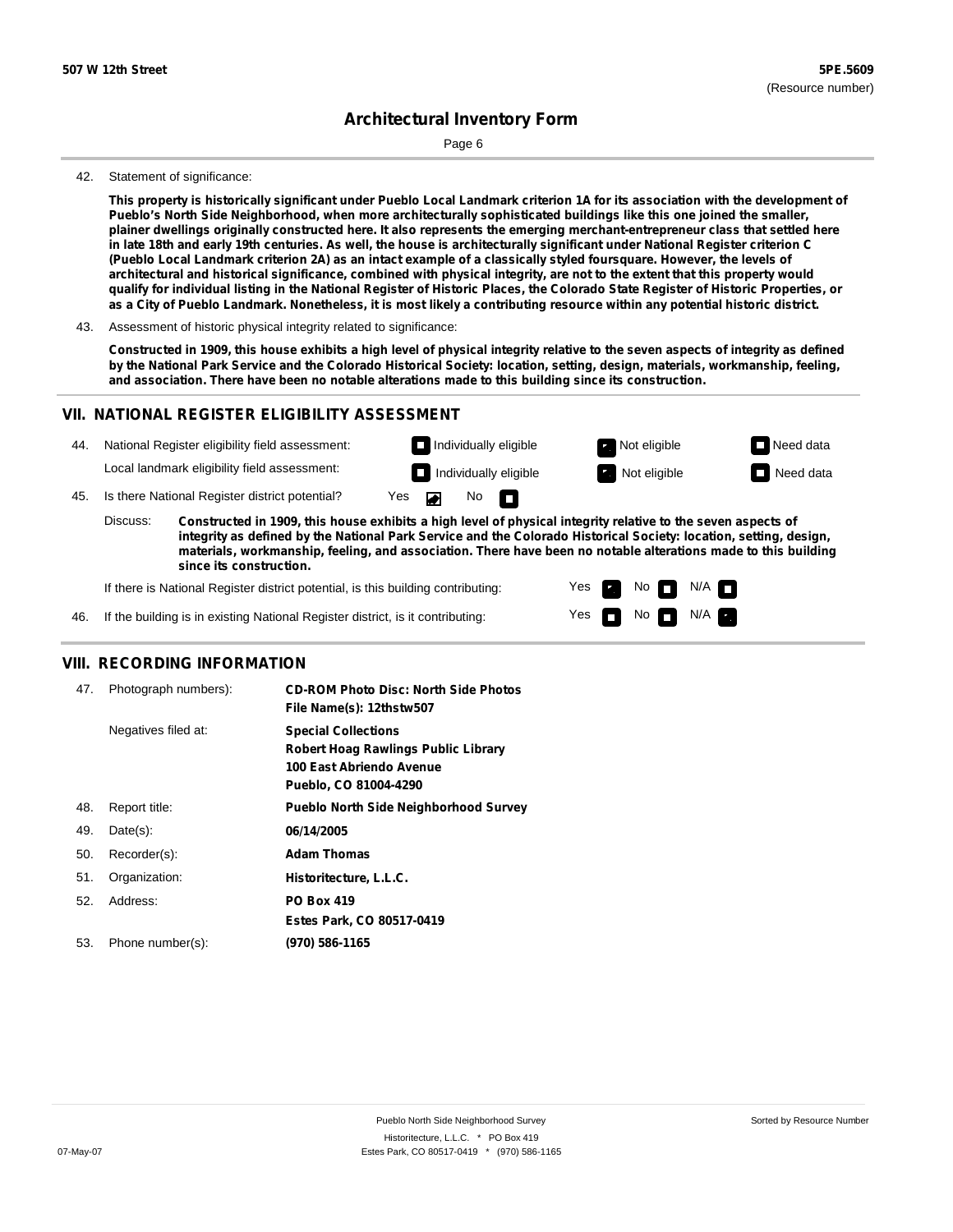Architectural Inventory Form

42. Statement of significance:

**This property is historically significant under Pueblo Local Landmark criterion 1A for its association with the development of Pueblo's North Side Neighborhood, when more architecturally sophisticated buildings like this one joined the smaller, plainer dwellings originally constructed here. It also represents the emerging merchant-entrepreneur class that settled here in late 18th and early 19th centuries. As well, the house is architecturally significant under National Register criterion C (Pueblo Local Landmark criterion 2A) as an intact example of a classically styled foursquare. However, the levels of architectural and historical significance, combined with physical integrity, are not to the extent that this property would qualify for individual listing in the National Register of Historic Places, the Colorado State Register of Historic Properties, or as a City of Pueblo Landmark. Nonetheless, it is most likely a contributing resource within any potential historic district.**

43. Assessment of historic physical integrity related to significance:

**Constructed in 1909, this house exhibits a high level of physical integrity relative to the seven aspects of integrity as defined by the National Park Service and the Colorado Historical Society: location, setting, design, materials, workmanship, feeling, and association. There have been no notable alterations made to this building since its construction.**

## VII. NATIONAL REGISTER ELIGIBILITY ASSESSMENT

44. National Register eligibility field assessment: ☐ Individually eligible ☑ Not eligible ☐ Need data

Local landmark eligibility field assessment: ☐ Individually eligible ☑ Not eligible ☐ Need data

45. Is there National Register district potential? Yes ☑ No ☐

Discuss: **Constructed in 1909, this house exhibits a high level of physical integrity relative to the seven aspects of integrity as defined by the National Park Service and the Colorado Historical Society: location, setting, design, materials, workmanship, feeling, and association. There have been no notable alterations made to this building since its construction.**

If there is National Register district potential, is this building contributing: Yes ☑ No ☐ N/A ☐

46. If the building is in existing National Register district, is it contributing: Yes ☐ No ☐ N/A ☑

## VIII. RECORDING INFORMATION

47. Photograph numbers): **CD-ROM Photo Disc: North Side Photos**
**File Name(s): 12thstw507**

Negatives filed at: **Special Collections**
**Robert Hoag Rawlings Public Library**
**100 East Abriendo Avenue**
**Pueblo, CO 81004-4290**

48. Report title: **Pueblo North Side Neighborhood Survey**

49. Date(s): **06/14/2005**

50. Recorder(s): **Adam Thomas**

51. Organization: **Historitecture, L.L.C.**

52. Address: **PO Box 419**
**Estes Park, CO 80517-0419**

53. Phone number(s): **(970) 586-1165**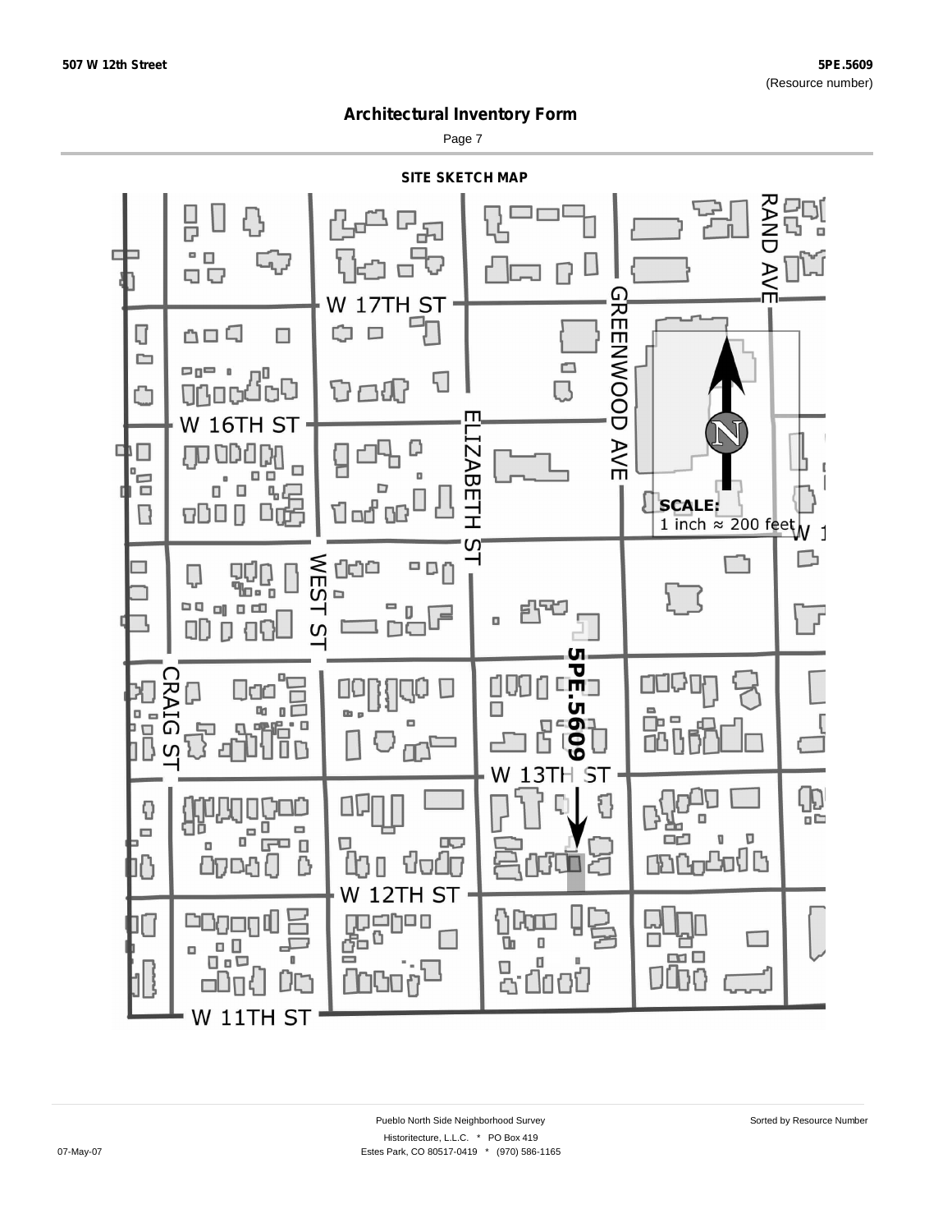507 W 12th Street

5PE.5609
(Resource number)

## Architectural Inventory Form

### SITE SKETCH MAP

W 17TH ST

W 16TH ST

W 13TH ST

W 12TH ST

W 11TH ST

RAND AVE

GREENWOOD AVE

ELIZABETH ST

WEST ST

CRAIG ST

5PE.5609

**SCALE:**
1 inch ≈ 200 feet

Pueblo North Side Neighborhood Survey

Sorted by Resource Number

Historitecture, L.L.C. * PO Box 419

07-May-07

Estes Park, CO 80517-0419 * (970) 586-1165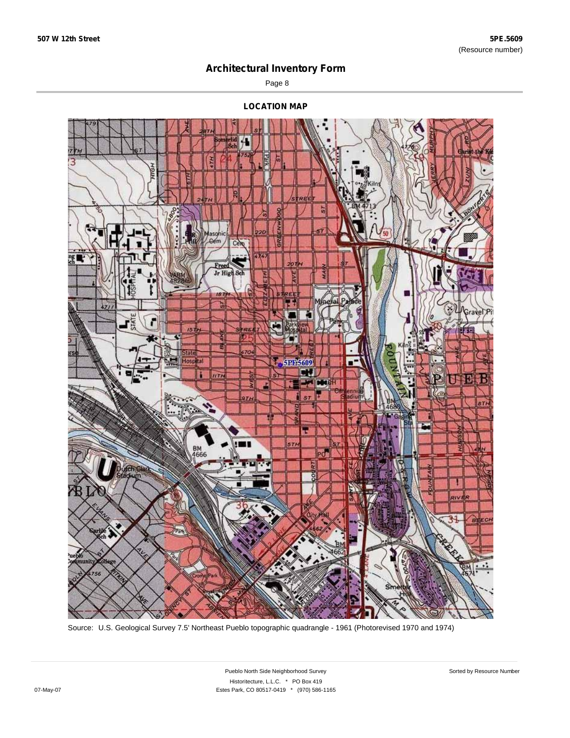## Architectural Inventory Form

### LOCATION MAP

Source: U.S. Geological Survey 7.5' Northeast Pueblo topographic quadrangle - 1961 (Photorevised 1970 and 1974)